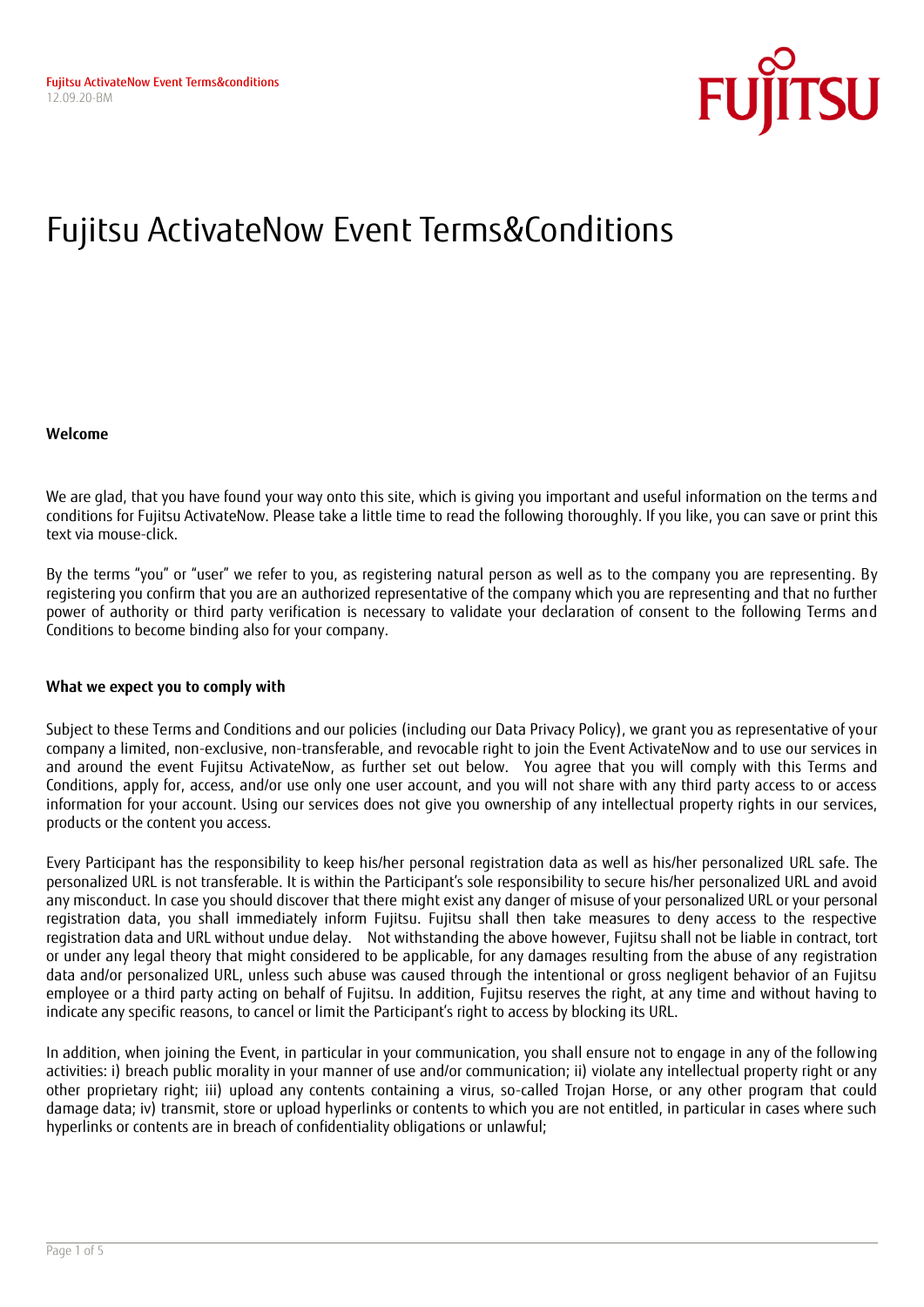# Fujitsu ActivateNow Event Terms&Conditions

**Welcome**

We are glad, that you have found your way onto this site, which is giving you important and useful information on the terms and conditions for Fujitsu ActivateNow. Please take a little time to read the following thoroughly. If you like, you can save or print this text via mouse-click.

By the terms "you" or "user" we refer to you, as registering natural person as well as to the company you are representing. By registering you confirm that you are an authorized representative of the company which you are representing and that no further power of authority or third party verification is necessary to validate your declaration of consent to the following Terms and Conditions to become binding also for your company.

**What we expect you to comply with**

Subject to these Terms and Conditions and our policies (including our Data Privacy Policy), we grant you as representative of your company a limited, non-exclusive, non-transferable, and revocable right to join the Event ActivateNow and to use our services in and around the event Fujitsu ActivateNow, as further set out below. You agree that you will comply with this Terms and Conditions, apply for, access, and/or use only one user account, and you will not share with any third party access to or access information for your account. Using our services does not give you ownership of any intellectual property rights in our services, products or the content you access.

Every Participant has the responsibility to keep his/her personal registration data as well as his/her personalized URL safe. The personalized URL is not transferable. It is within the Participant's sole responsibility to secure his/her personalized URL and avoid any misconduct. In case you should discover that there might exist any danger of misuse of your personalized URL or your personal registration data, you shall immediately inform Fujitsu. Fujitsu shall then take measures to deny access to the respective registration data and URL without undue delay. Not withstanding the above however, Fujitsu shall not be liable in contract, tort or under any legal theory that might considered to be applicable, for any damages resulting from the abuse of any registration data and/or personalized URL, unless such abuse was caused through the intentional or gross negligent behavior of an Fujitsu employee or a third party acting on behalf of Fujitsu. In addition, Fujitsu reserves the right, at any time and without having to indicate any specific reasons, to cancel or limit the Participant's right to access by blocking its URL.

In addition, when joining the Event, in particular in your communication, you shall ensure not to engage in any of the following activities: i) breach public morality in your manner of use and/or communication; ii) violate any intellectual property right or any other proprietary right; iii) upload any contents containing a virus, so-called Trojan Horse, or any other program that could damage data; iv) transmit, store or upload hyperlinks or contents to which you are not entitled, in particular in cases where such hyperlinks or contents are in breach of confidentiality obligations or unlawful;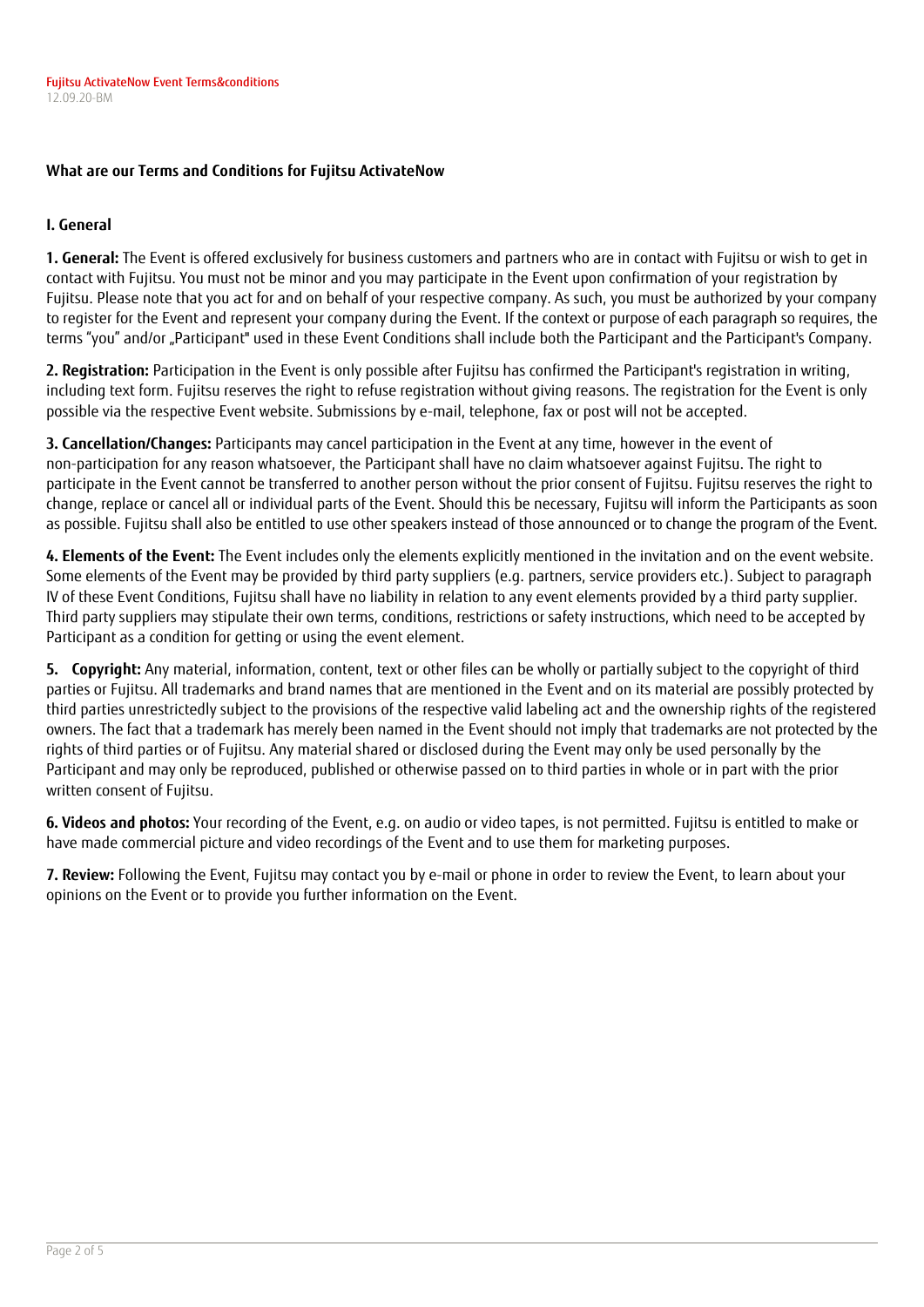## What are our Terms and Conditions for Fujitsu ActivateNow

### I. General

**1. General:** The Event is offered exclusively for business customers and partners who are in contact with Fujitsu or wish to get in contact with Fujitsu. You must not be minor and you may participate in the Event upon confirmation of your registration by Fujitsu. Please note that you act for and on behalf of your respective company. As such, you must be authorized by your company to register for the Event and represent your company during the Event. If the context or purpose of each paragraph so requires, the terms "you" and/or „Participant" used in these Event Conditions shall include both the Participant and the Participant's Company.

**2. Registration:** Participation in the Event is only possible after Fujitsu has confirmed the Participant's registration in writing, including text form. Fujitsu reserves the right to refuse registration without giving reasons. The registration for the Event is only possible via the respective Event website. Submissions by e-mail, telephone, fax or post will not be accepted.

**3. Cancellation/Changes:** Participants may cancel participation in the Event at any time, however in the event of non-participation for any reason whatsoever, the Participant shall have no claim whatsoever against Fujitsu. The right to participate in the Event cannot be transferred to another person without the prior consent of Fujitsu. Fujitsu reserves the right to change, replace or cancel all or individual parts of the Event. Should this be necessary, Fujitsu will inform the Participants as soon as possible. Fujitsu shall also be entitled to use other speakers instead of those announced or to change the program of the Event.

**4. Elements of the Event:** The Event includes only the elements explicitly mentioned in the invitation and on the event website. Some elements of the Event may be provided by third party suppliers (e.g. partners, service providers etc.). Subject to paragraph IV of these Event Conditions, Fujitsu shall have no liability in relation to any event elements provided by a third party supplier. Third party suppliers may stipulate their own terms, conditions, restrictions or safety instructions, which need to be accepted by Participant as a condition for getting or using the event element.

**5. Copyright:** Any material, information, content, text or other files can be wholly or partially subject to the copyright of third parties or Fujitsu. All trademarks and brand names that are mentioned in the Event and on its material are possibly protected by third parties unrestrictedly subject to the provisions of the respective valid labeling act and the ownership rights of the registered owners. The fact that a trademark has merely been named in the Event should not imply that trademarks are not protected by the rights of third parties or of Fujitsu. Any material shared or disclosed during the Event may only be used personally by the Participant and may only be reproduced, published or otherwise passed on to third parties in whole or in part with the prior written consent of Fujitsu.

**6. Videos and photos:** Your recording of the Event, e.g. on audio or video tapes, is not permitted. Fujitsu is entitled to make or have made commercial picture and video recordings of the Event and to use them for marketing purposes.

**7. Review:** Following the Event, Fujitsu may contact you by e-mail or phone in order to review the Event, to learn about your opinions on the Event or to provide you further information on the Event.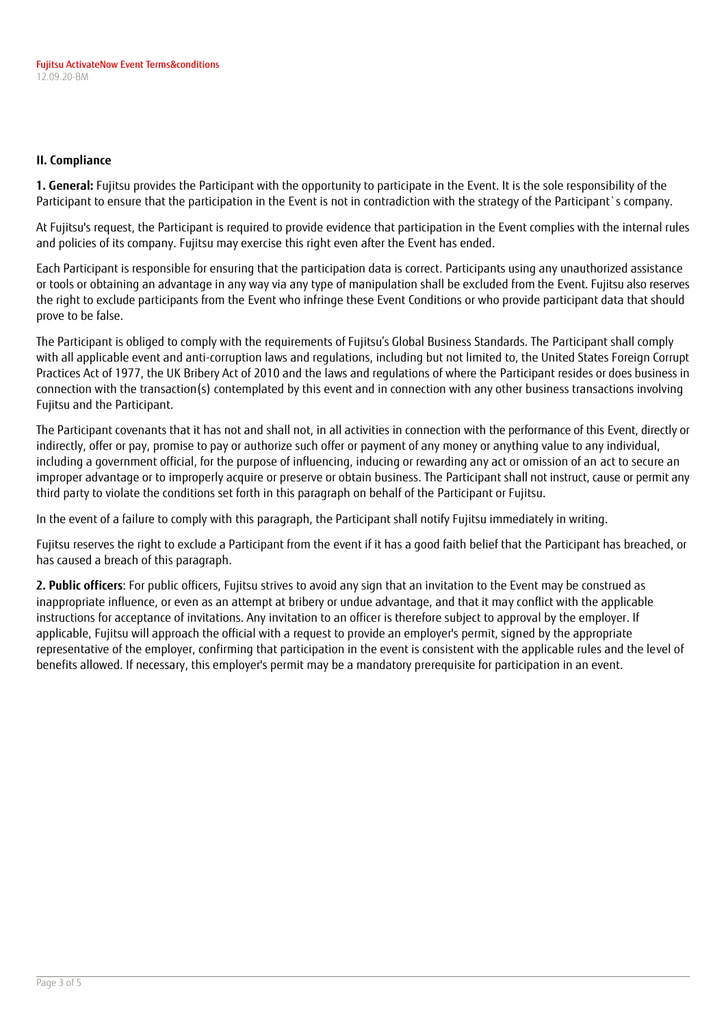## II. Compliance

**1. General:** Fujitsu provides the Participant with the opportunity to participate in the Event. It is the sole responsibility of the Participant to ensure that the participation in the Event is not in contradiction with the strategy of the Participant`s company.

At Fujitsu's request, the Participant is required to provide evidence that participation in the Event complies with the internal rules and policies of its company. Fujitsu may exercise this right even after the Event has ended.

Each Participant is responsible for ensuring that the participation data is correct. Participants using any unauthorized assistance or tools or obtaining an advantage in any way via any type of manipulation shall be excluded from the Event. Fujitsu also reserves the right to exclude participants from the Event who infringe these Event Conditions or who provide participant data that should prove to be false.

The Participant is obliged to comply with the requirements of Fujitsu's Global Business Standards. The Participant shall comply with all applicable event and anti-corruption laws and regulations, including but not limited to, the United States Foreign Corrupt Practices Act of 1977, the UK Bribery Act of 2010 and the laws and regulations of where the Participant resides or does business in connection with the transaction(s) contemplated by this event and in connection with any other business transactions involving Fujitsu and the Participant.

The Participant covenants that it has not and shall not, in all activities in connection with the performance of this Event, directly or indirectly, offer or pay, promise to pay or authorize such offer or payment of any money or anything value to any individual, including a government official, for the purpose of influencing, inducing or rewarding any act or omission of an act to secure an improper advantage or to improperly acquire or preserve or obtain business. The Participant shall not instruct, cause or permit any third party to violate the conditions set forth in this paragraph on behalf of the Participant or Fujitsu.

In the event of a failure to comply with this paragraph, the Participant shall notify Fujitsu immediately in writing.

Fujitsu reserves the right to exclude a Participant from the event if it has a good faith belief that the Participant has breached, or has caused a breach of this paragraph.

**2. Public officers**: For public officers, Fujitsu strives to avoid any sign that an invitation to the Event may be construed as inappropriate influence, or even as an attempt at bribery or undue advantage, and that it may conflict with the applicable instructions for acceptance of invitations. Any invitation to an officer is therefore subject to approval by the employer. If applicable, Fujitsu will approach the official with a request to provide an employer's permit, signed by the appropriate representative of the employer, confirming that participation in the event is consistent with the applicable rules and the level of benefits allowed. If necessary, this employer's permit may be a mandatory prerequisite for participation in an event.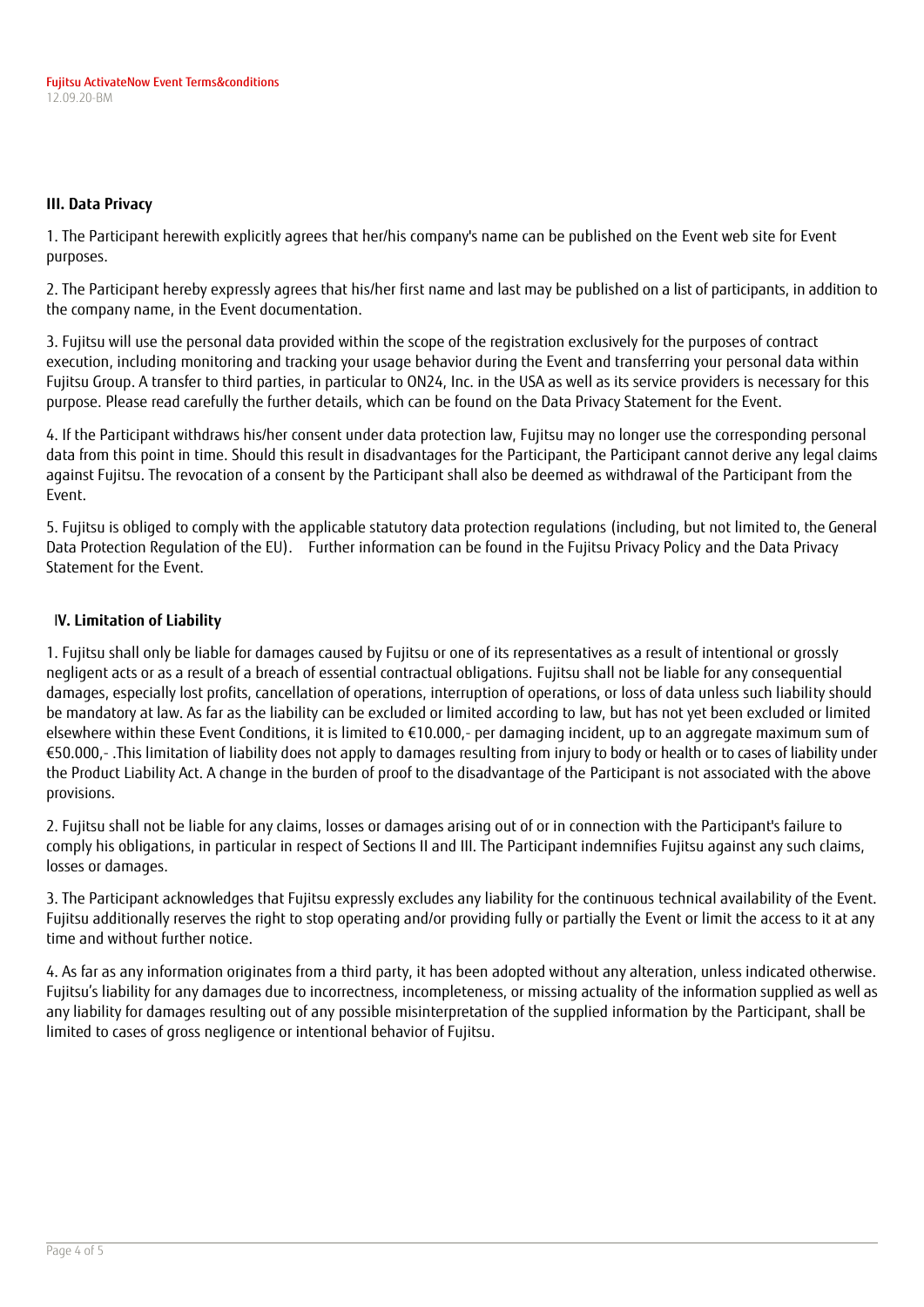### III. Data Privacy

1. The Participant herewith explicitly agrees that her/his company's name can be published on the Event web site for Event purposes.

2. The Participant hereby expressly agrees that his/her first name and last may be published on a list of participants, in addition to the company name, in the Event documentation.

3. Fujitsu will use the personal data provided within the scope of the registration exclusively for the purposes of contract execution, including monitoring and tracking your usage behavior during the Event and transferring your personal data within Fujitsu Group. A transfer to third parties, in particular to ON24, Inc. in the USA as well as its service providers is necessary for this purpose. Please read carefully the further details, which can be found on the Data Privacy Statement for the Event.

4. If the Participant withdraws his/her consent under data protection law, Fujitsu may no longer use the corresponding personal data from this point in time. Should this result in disadvantages for the Participant, the Participant cannot derive any legal claims against Fujitsu. The revocation of a consent by the Participant shall also be deemed as withdrawal of the Participant from the Event.

5. Fujitsu is obliged to comply with the applicable statutory data protection regulations (including, but not limited to, the General Data Protection Regulation of the EU). Further information can be found in the Fujitsu Privacy Policy and the Data Privacy Statement for the Event.

### IV. Limitation of Liability

1. Fujitsu shall only be liable for damages caused by Fujitsu or one of its representatives as a result of intentional or grossly negligent acts or as a result of a breach of essential contractual obligations. Fujitsu shall not be liable for any consequential damages, especially lost profits, cancellation of operations, interruption of operations, or loss of data unless such liability should be mandatory at law. As far as the liability can be excluded or limited according to law, but has not yet been excluded or limited elsewhere within these Event Conditions, it is limited to €10.000,- per damaging incident, up to an aggregate maximum sum of €50.000,- .This limitation of liability does not apply to damages resulting from injury to body or health or to cases of liability under the Product Liability Act. A change in the burden of proof to the disadvantage of the Participant is not associated with the above provisions.

2. Fujitsu shall not be liable for any claims, losses or damages arising out of or in connection with the Participant's failure to comply his obligations, in particular in respect of Sections II and III. The Participant indemnifies Fujitsu against any such claims, losses or damages.

3. The Participant acknowledges that Fujitsu expressly excludes any liability for the continuous technical availability of the Event. Fujitsu additionally reserves the right to stop operating and/or providing fully or partially the Event or limit the access to it at any time and without further notice.

4. As far as any information originates from a third party, it has been adopted without any alteration, unless indicated otherwise. Fujitsu's liability for any damages due to incorrectness, incompleteness, or missing actuality of the information supplied as well as any liability for damages resulting out of any possible misinterpretation of the supplied information by the Participant, shall be limited to cases of gross negligence or intentional behavior of Fujitsu.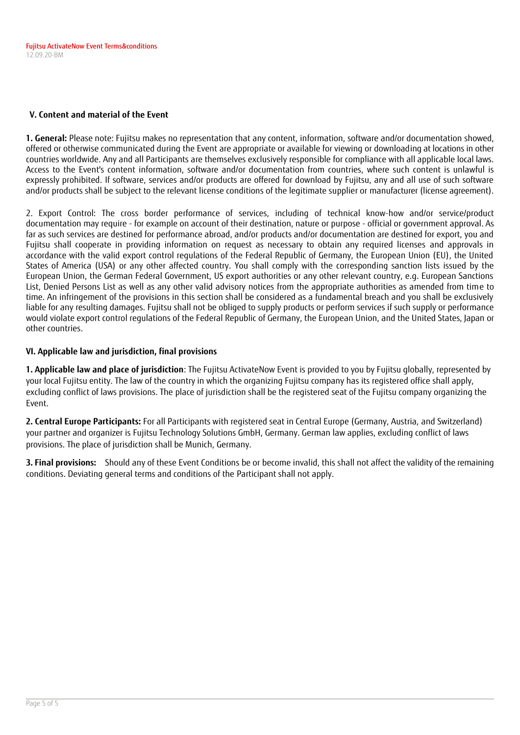## V. Content and material of the Event

**1. General:** Please note: Fujitsu makes no representation that any content, information, software and/or documentation showed, offered or otherwise communicated during the Event are appropriate or available for viewing or downloading at locations in other countries worldwide. Any and all Participants are themselves exclusively responsible for compliance with all applicable local laws. Access to the Event's content information, software and/or documentation from countries, where such content is unlawful is expressly prohibited. If software, services and/or products are offered for download by Fujitsu, any and all use of such software and/or products shall be subject to the relevant license conditions of the legitimate supplier or manufacturer (license agreement).

2. Export Control: The cross border performance of services, including of technical know-how and/or service/product documentation may require - for example on account of their destination, nature or purpose - official or government approval. As far as such services are destined for performance abroad, and/or products and/or documentation are destined for export, you and Fujitsu shall cooperate in providing information on request as necessary to obtain any required licenses and approvals in accordance with the valid export control regulations of the Federal Republic of Germany, the European Union (EU), the United States of America (USA) or any other affected country. You shall comply with the corresponding sanction lists issued by the European Union, the German Federal Government, US export authorities or any other relevant country, e.g. European Sanctions List, Denied Persons List as well as any other valid advisory notices from the appropriate authorities as amended from time to time. An infringement of the provisions in this section shall be considered as a fundamental breach and you shall be exclusively liable for any resulting damages. Fujitsu shall not be obliged to supply products or perform services if such supply or performance would violate export control regulations of the Federal Republic of Germany, the European Union, and the United States, Japan or other countries.

## VI. Applicable law and jurisdiction, final provisions

**1. Applicable law and place of jurisdiction**: The Fujitsu ActivateNow Event is provided to you by Fujitsu globally, represented by your local Fujitsu entity. The law of the country in which the organizing Fujitsu company has its registered office shall apply, excluding conflict of laws provisions. The place of jurisdiction shall be the registered seat of the Fujitsu company organizing the Event.

**2. Central Europe Participants:** For all Participants with registered seat in Central Europe (Germany, Austria, and Switzerland) your partner and organizer is Fujitsu Technology Solutions GmbH, Germany. German law applies, excluding conflict of laws provisions. The place of jurisdiction shall be Munich, Germany.

**3. Final provisions:** Should any of these Event Conditions be or become invalid, this shall not affect the validity of the remaining conditions. Deviating general terms and conditions of the Participant shall not apply.